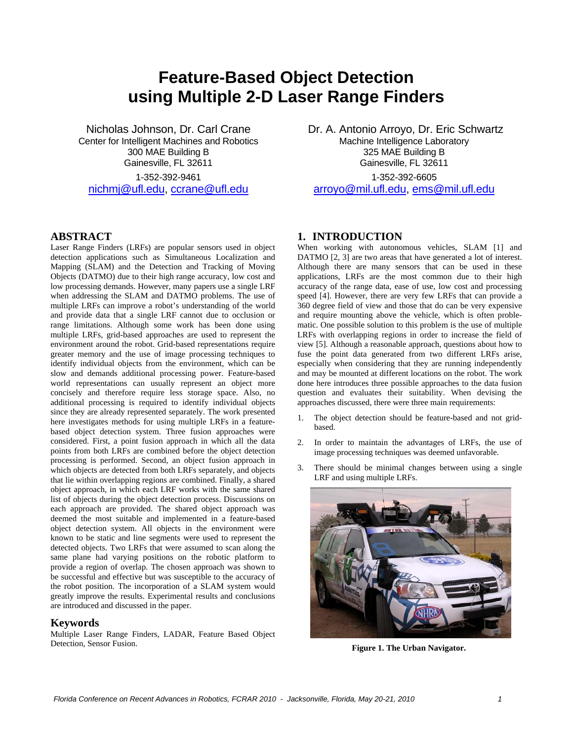# Feature-Based Object Detection using Multiple 2-D Laser Range Finders

Nicholas Johnson, Dr. Carl Crane
Center for Intelligent Machines and Robotics
300 MAE Building B
Gainesville, FL 32611
1-352-392-9461
nichmj@ufl.edu, ccrane@ufl.edu

Dr. A. Antonio Arroyo, Dr. Eric Schwartz
Machine Intelligence Laboratory
325 MAE Building B
Gainesville, FL 32611
1-352-392-6605
arroyo@mil.ufl.edu, ems@mil.ufl.edu

## ABSTRACT

Laser Range Finders (LRFs) are popular sensors used in object detection applications such as Simultaneous Localization and Mapping (SLAM) and the Detection and Tracking of Moving Objects (DATMO) due to their high range accuracy, low cost and low processing demands. However, many papers use a single LRF when addressing the SLAM and DATMO problems. The use of multiple LRFs can improve a robot's understanding of the world and provide data that a single LRF cannot due to occlusion or range limitations. Although some work has been done using multiple LRFs, grid-based approaches are used to represent the environment around the robot. Grid-based representations require greater memory and the use of image processing techniques to identify individual objects from the environment, which can be slow and demands additional processing power. Feature-based world representations can usually represent an object more concisely and therefore require less storage space. Also, no additional processing is required to identify individual objects since they are already represented separately. The work presented here investigates methods for using multiple LRFs in a feature-based object detection system. Three fusion approaches were considered. First, a point fusion approach in which all the data points from both LRFs are combined before the object detection processing is performed. Second, an object fusion approach in which objects are detected from both LRFs separately, and objects that lie within overlapping regions are combined. Finally, a shared object approach, in which each LRF works with the same shared list of objects during the object detection process. Discussions on each approach are provided. The shared object approach was deemed the most suitable and implemented in a feature-based object detection system. All objects in the environment were known to be static and line segments were used to represent the detected objects. Two LRFs that were assumed to scan along the same plane had varying positions on the robotic platform to provide a region of overlap. The chosen approach was shown to be successful and effective but was susceptible to the accuracy of the robot position. The incorporation of a SLAM system would greatly improve the results. Experimental results and conclusions are introduced and discussed in the paper.

## Keywords

Multiple Laser Range Finders, LADAR, Feature Based Object Detection, Sensor Fusion.

## 1. INTRODUCTION

When working with autonomous vehicles, SLAM [1] and DATMO [2, 3] are two areas that have generated a lot of interest. Although there are many sensors that can be used in these applications, LRFs are the most common due to their high accuracy of the range data, ease of use, low cost and processing speed [4]. However, there are very few LRFs that can provide a 360 degree field of view and those that do can be very expensive and require mounting above the vehicle, which is often problematic. One possible solution to this problem is the use of multiple LRFs with overlapping regions in order to increase the field of view [5]. Although a reasonable approach, questions about how to fuse the point data generated from two different LRFs arise, especially when considering that they are running independently and may be mounted at different locations on the robot. The work done here introduces three possible approaches to the data fusion question and evaluates their suitability. When devising the approaches discussed, there were three main requirements:

1. The object detection should be feature-based and not grid-based.
2. In order to maintain the advantages of LRFs, the use of image processing techniques was deemed unfavorable.
3. There should be minimal changes between using a single LRF and using multiple LRFs.

**Figure 1. The Urban Navigator.**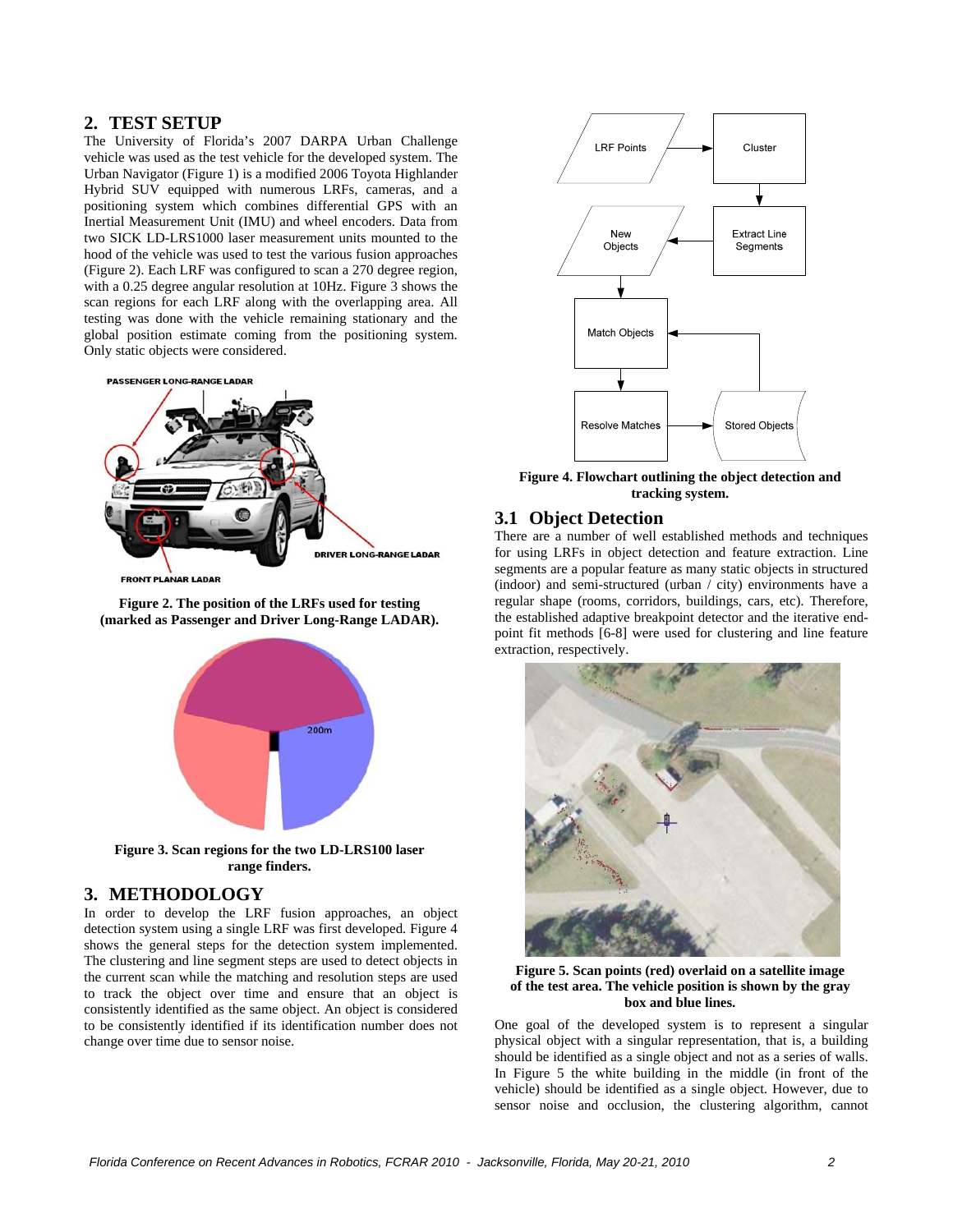## 2. TEST SETUP

The University of Florida's 2007 DARPA Urban Challenge vehicle was used as the test vehicle for the developed system. The Urban Navigator (Figure 1) is a modified 2006 Toyota Highlander Hybrid SUV equipped with numerous LRFs, cameras, and a positioning system which combines differential GPS with an Inertial Measurement Unit (IMU) and wheel encoders. Data from two SICK LD-LRS1000 laser measurement units mounted to the hood of the vehicle was used to test the various fusion approaches (Figure 2). Each LRF was configured to scan a 270 degree region, with a 0.25 degree angular resolution at 10Hz. Figure 3 shows the scan regions for each LRF along with the overlapping area. All testing was done with the vehicle remaining stationary and the global position estimate coming from the positioning system. Only static objects were considered.

**Figure 2. The position of the LRFs used for testing (marked as Passenger and Driver Long-Range LADAR).**

**Figure 3. Scan regions for the two LD-LRS100 laser range finders.**

## 3. METHODOLOGY

In order to develop the LRF fusion approaches, an object detection system using a single LRF was first developed. Figure 4 shows the general steps for the detection system implemented. The clustering and line segment steps are used to detect objects in the current scan while the matching and resolution steps are used to track the object over time and ensure that an object is consistently identified as the same object. An object is considered to be consistently identified if its identification number does not change over time due to sensor noise.

**Figure 4. Flowchart outlining the object detection and tracking system.**

### 3.1 Object Detection

There are a number of well established methods and techniques for using LRFs in object detection and feature extraction. Line segments are a popular feature as many static objects in structured (indoor) and semi-structured (urban / city) environments have a regular shape (rooms, corridors, buildings, cars, etc). Therefore, the established adaptive breakpoint detector and the iterative end-point fit methods [6-8] were used for clustering and line feature extraction, respectively.

**Figure 5. Scan points (red) overlaid on a satellite image of the test area. The vehicle position is shown by the gray box and blue lines.**

One goal of the developed system is to represent a singular physical object with a singular representation, that is, a building should be identified as a single object and not as a series of walls. In Figure 5 the white building in the middle (in front of the vehicle) should be identified as a single object. However, due to sensor noise and occlusion, the clustering algorithm, cannot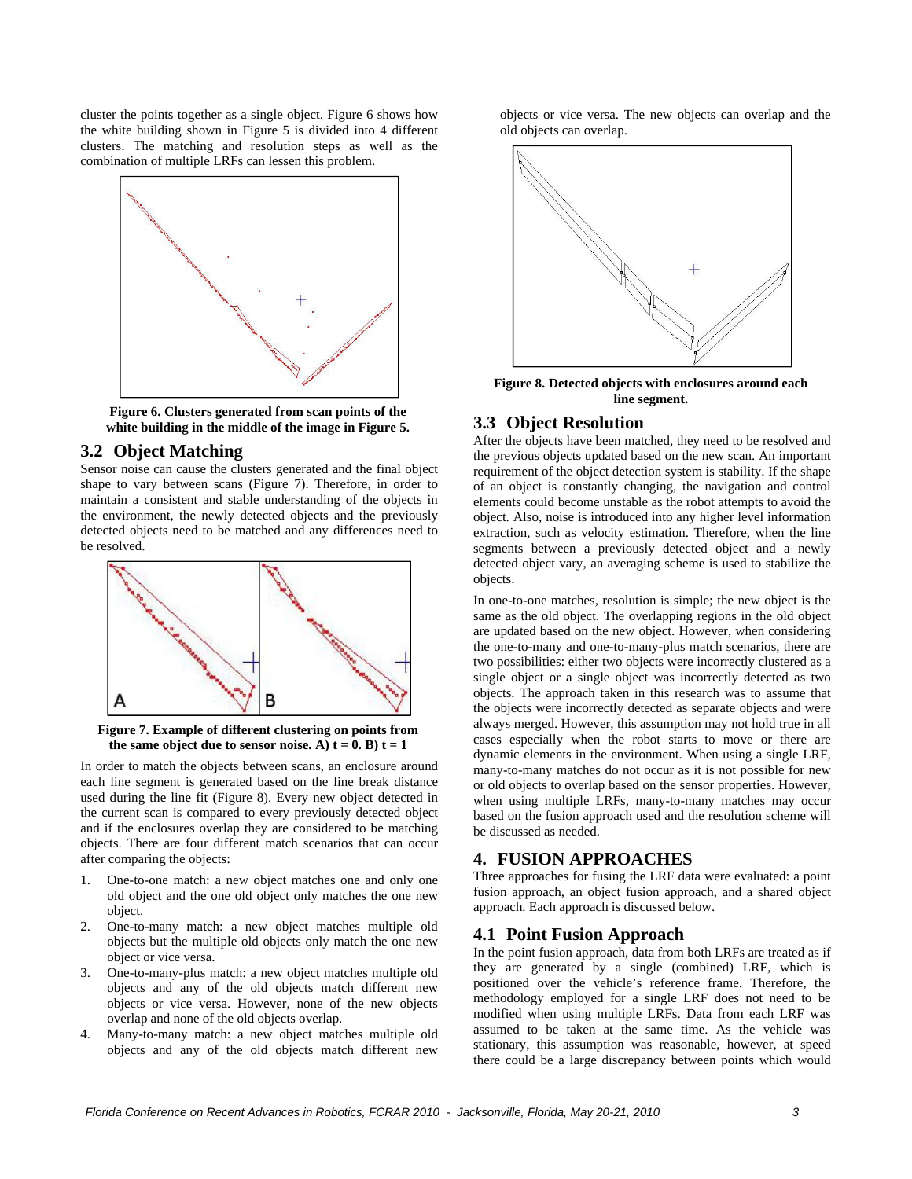cluster the points together as a single object. Figure 6 shows how the white building shown in Figure 5 is divided into 4 different clusters. The matching and resolution steps as well as the combination of multiple LRFs can lessen this problem.

**Figure 6. Clusters generated from scan points of the white building in the middle of the image in Figure 5.**

## 3.2 Object Matching

Sensor noise can cause the clusters generated and the final object shape to vary between scans (Figure 7). Therefore, in order to maintain a consistent and stable understanding of the objects in the environment, the newly detected objects and the previously detected objects need to be matched and any differences need to be resolved.

**Figure 7. Example of different clustering on points from the same object due to sensor noise. A) t = 0. B) t = 1**

In order to match the objects between scans, an enclosure around each line segment is generated based on the line break distance used during the line fit (Figure 8). Every new object detected in the current scan is compared to every previously detected object and if the enclosures overlap they are considered to be matching objects. There are four different match scenarios that can occur after comparing the objects:

1. One-to-one match: a new object matches one and only one old object and the one old object only matches the one new object.
2. One-to-many match: a new object matches multiple old objects but the multiple old objects only match the one new object or vice versa.
3. One-to-many-plus match: a new object matches multiple old objects and any of the old objects match different new objects or vice versa. However, none of the new objects overlap and none of the old objects overlap.
4. Many-to-many match: a new object matches multiple old objects and any of the old objects match different new objects or vice versa. The new objects can overlap and the old objects can overlap.

**Figure 8. Detected objects with enclosures around each line segment.**

## 3.3 Object Resolution

After the objects have been matched, they need to be resolved and the previous objects updated based on the new scan. An important requirement of the object detection system is stability. If the shape of an object is constantly changing, the navigation and control elements could become unstable as the robot attempts to avoid the object. Also, noise is introduced into any higher level information extraction, such as velocity estimation. Therefore, when the line segments between a previously detected object and a newly detected object vary, an averaging scheme is used to stabilize the objects.

In one-to-one matches, resolution is simple; the new object is the same as the old object. The overlapping regions in the old object are updated based on the new object. However, when considering the one-to-many and one-to-many-plus match scenarios, there are two possibilities: either two objects were incorrectly clustered as a single object or a single object was incorrectly detected as two objects. The approach taken in this research was to assume that the objects were incorrectly detected as separate objects and were always merged. However, this assumption may not hold true in all cases especially when the robot starts to move or there are dynamic elements in the environment. When using a single LRF, many-to-many matches do not occur as it is not possible for new or old objects to overlap based on the sensor properties. However, when using multiple LRFs, many-to-many matches may occur based on the fusion approach used and the resolution scheme will be discussed as needed.

# 4. FUSION APPROACHES

Three approaches for fusing the LRF data were evaluated: a point fusion approach, an object fusion approach, and a shared object approach. Each approach is discussed below.

## 4.1 Point Fusion Approach

In the point fusion approach, data from both LRFs are treated as if they are generated by a single (combined) LRF, which is positioned over the vehicle's reference frame. Therefore, the methodology employed for a single LRF does not need to be modified when using multiple LRFs. Data from each LRF was assumed to be taken at the same time. As the vehicle was stationary, this assumption was reasonable, however, at speed there could be a large discrepancy between points which would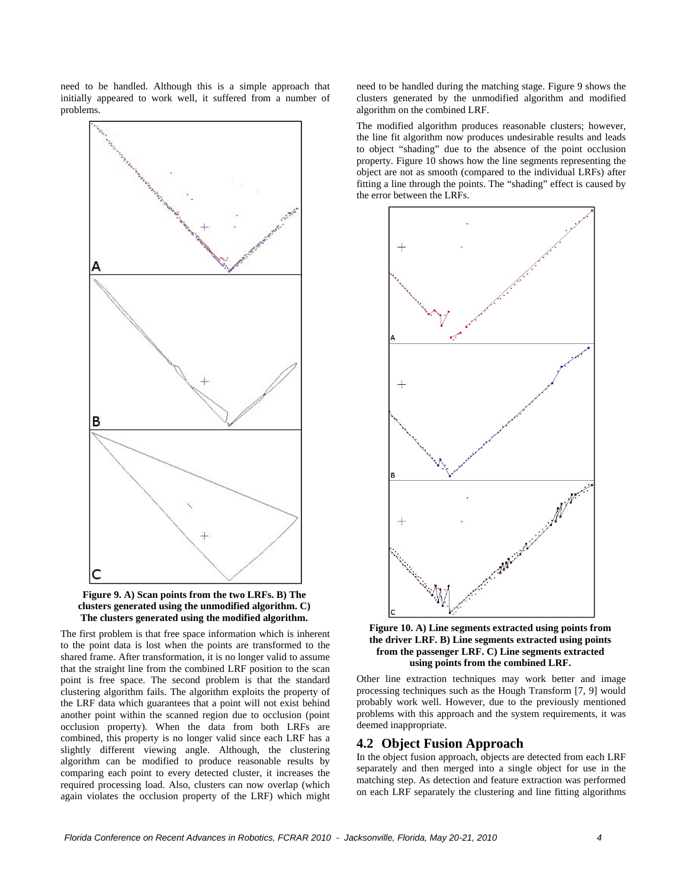need to be handled. Although this is a simple approach that initially appeared to work well, it suffered from a number of problems.

**Figure 9. A) Scan points from the two LRFs. B) The clusters generated using the unmodified algorithm. C) The clusters generated using the modified algorithm.**

The first problem is that free space information which is inherent to the point data is lost when the points are transformed to the shared frame. After transformation, it is no longer valid to assume that the straight line from the combined LRF position to the scan point is free space. The second problem is that the standard clustering algorithm fails. The algorithm exploits the property of the LRF data which guarantees that a point will not exist behind another point within the scanned region due to occlusion (point occlusion property). When the data from both LRFs are combined, this property is no longer valid since each LRF has a slightly different viewing angle. Although, the clustering algorithm can be modified to produce reasonable results by comparing each point to every detected cluster, it increases the required processing load. Also, clusters can now overlap (which again violates the occlusion property of the LRF) which might need to be handled during the matching stage. Figure 9 shows the clusters generated by the unmodified algorithm and modified algorithm on the combined LRF.

The modified algorithm produces reasonable clusters; however, the line fit algorithm now produces undesirable results and leads to object "shading" due to the absence of the point occlusion property. Figure 10 shows how the line segments representing the object are not as smooth (compared to the individual LRFs) after fitting a line through the points. The "shading" effect is caused by the error between the LRFs.

**Figure 10. A) Line segments extracted using points from the driver LRF. B) Line segments extracted using points from the passenger LRF. C) Line segments extracted using points from the combined LRF.**

Other line extraction techniques may work better and image processing techniques such as the Hough Transform [7, 9] would probably work well. However, due to the previously mentioned problems with this approach and the system requirements, it was deemed inappropriate.

## 4.2 Object Fusion Approach

In the object fusion approach, objects are detected from each LRF separately and then merged into a single object for use in the matching step. As detection and feature extraction was performed on each LRF separately the clustering and line fitting algorithms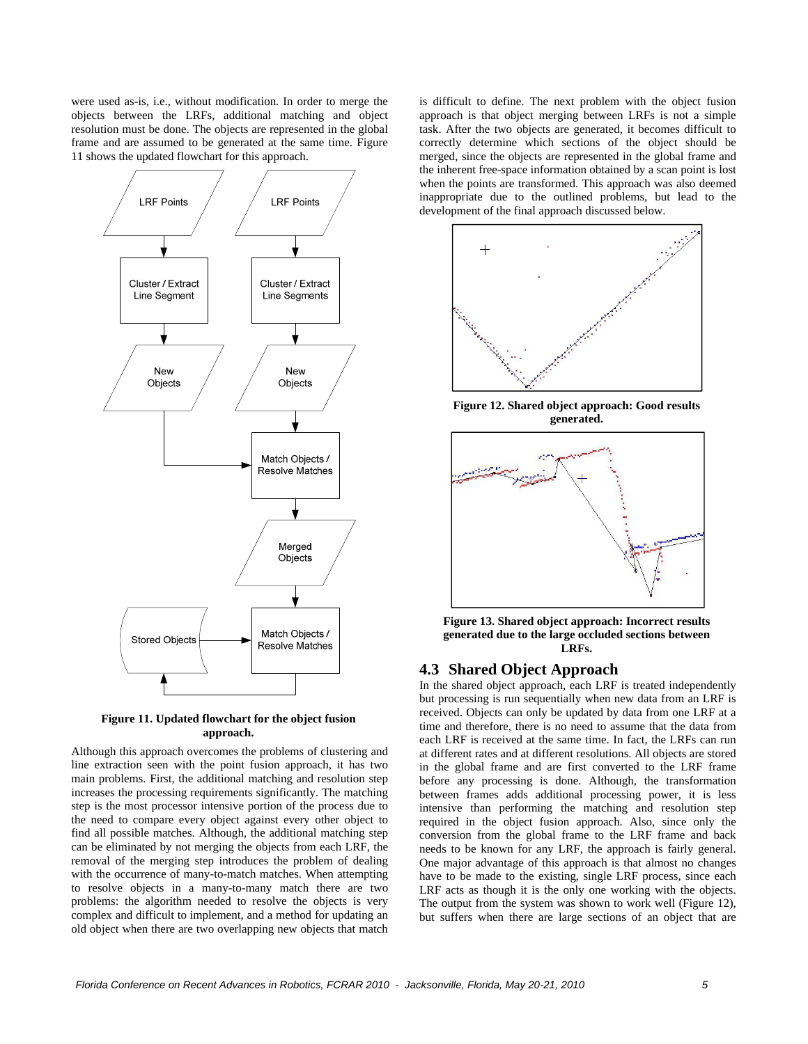were used as-is, i.e., without modification. In order to merge the objects between the LRFs, additional matching and object resolution must be done. The objects are represented in the global frame and are assumed to be generated at the same time. Figure 11 shows the updated flowchart for this approach.

**Figure 11. Updated flowchart for the object fusion approach.**

Although this approach overcomes the problems of clustering and line extraction seen with the point fusion approach, it has two main problems. First, the additional matching and resolution step increases the processing requirements significantly. The matching step is the most processor intensive portion of the process due to the need to compare every object against every other object to find all possible matches. Although, the additional matching step can be eliminated by not merging the objects from each LRF, the removal of the merging step introduces the problem of dealing with the occurrence of many-to-match matches. When attempting to resolve objects in a many-to-many match there are two problems: the algorithm needed to resolve the objects is very complex and difficult to implement, and a method for updating an old object when there are two overlapping new objects that match is difficult to define. The next problem with the object fusion approach is that object merging between LRFs is not a simple task. After the two objects are generated, it becomes difficult to correctly determine which sections of the object should be merged, since the objects are represented in the global frame and the inherent free-space information obtained by a scan point is lost when the points are transformed. This approach was also deemed inappropriate due to the outlined problems, but lead to the development of the final approach discussed below.

**Figure 12. Shared object approach: Good results generated.**

**Figure 13. Shared object approach: Incorrect results generated due to the large occluded sections between LRFs.**

## 4.3 Shared Object Approach

In the shared object approach, each LRF is treated independently but processing is run sequentially when new data from an LRF is received. Objects can only be updated by data from one LRF at a time and therefore, there is no need to assume that the data from each LRF is received at the same time. In fact, the LRFs can run at different rates and at different resolutions. All objects are stored in the global frame and are first converted to the LRF frame before any processing is done. Although, the transformation between frames adds additional processing power, it is less intensive than performing the matching and resolution step required in the object fusion approach. Also, since only the conversion from the global frame to the LRF frame and back needs to be known for any LRF, the approach is fairly general. One major advantage of this approach is that almost no changes have to be made to the existing, single LRF process, since each LRF acts as though it is the only one working with the objects. The output from the system was shown to work well (Figure 12), but suffers when there are large sections of an object that are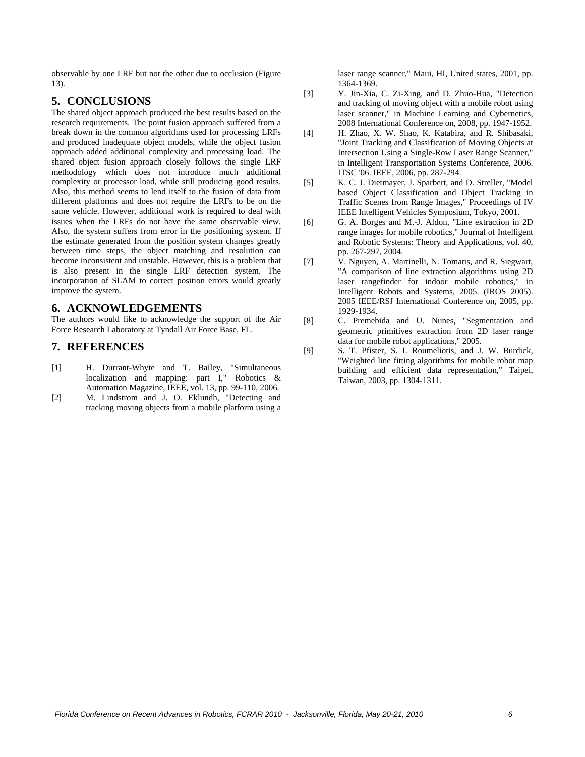observable by one LRF but not the other due to occlusion (Figure 13).

## 5. CONCLUSIONS

The shared object approach produced the best results based on the research requirements. The point fusion approach suffered from a break down in the common algorithms used for processing LRFs and produced inadequate object models, while the object fusion approach added additional complexity and processing load. The shared object fusion approach closely follows the single LRF methodology which does not introduce much additional complexity or processor load, while still producing good results. Also, this method seems to lend itself to the fusion of data from different platforms and does not require the LRFs to be on the same vehicle. However, additional work is required to deal with issues when the LRFs do not have the same observable view. Also, the system suffers from error in the positioning system. If the estimate generated from the position system changes greatly between time steps, the object matching and resolution can become inconsistent and unstable. However, this is a problem that is also present in the single LRF detection system. The incorporation of SLAM to correct position errors would greatly improve the system.

## 6. ACKNOWLEDGEMENTS

The authors would like to acknowledge the support of the Air Force Research Laboratory at Tyndall Air Force Base, FL.

## 7. REFERENCES

[1] H. Durrant-Whyte and T. Bailey, "Simultaneous localization and mapping: part I," Robotics & Automation Magazine, IEEE, vol. 13, pp. 99-110, 2006.

[2] M. Lindstrom and J. O. Eklundh, "Detecting and tracking moving objects from a mobile platform using a laser range scanner," Maui, HI, United states, 2001, pp. 1364-1369.

[3] Y. Jin-Xia, C. Zi-Xing, and D. Zhuo-Hua, "Detection and tracking of moving object with a mobile robot using laser scanner," in Machine Learning and Cybernetics, 2008 International Conference on, 2008, pp. 1947-1952.

[4] H. Zhao, X. W. Shao, K. Katabira, and R. Shibasaki, "Joint Tracking and Classification of Moving Objects at Intersection Using a Single-Row Laser Range Scanner," in Intelligent Transportation Systems Conference, 2006. ITSC '06. IEEE, 2006, pp. 287-294.

[5] K. C. J. Dietmayer, J. Sparbert, and D. Streller, "Model based Object Classification and Object Tracking in Traffic Scenes from Range Images," Proceedings of IV IEEE Intelligent Vehicles Symposium, Tokyo, 2001.

[6] G. A. Borges and M.-J. Aldon, "Line extraction in 2D range images for mobile robotics," Journal of Intelligent and Robotic Systems: Theory and Applications, vol. 40, pp. 267-297, 2004.

[7] V. Nguyen, A. Martinelli, N. Tomatis, and R. Siegwart, "A comparison of line extraction algorithms using 2D laser rangefinder for indoor mobile robotics," in Intelligent Robots and Systems, 2005. (IROS 2005). 2005 IEEE/RSJ International Conference on, 2005, pp. 1929-1934.

[8] C. Premebida and U. Nunes, "Segmentation and geometric primitives extraction from 2D laser range data for mobile robot applications," 2005.

[9] S. T. Pfister, S. I. Roumeliotis, and J. W. Burdick, "Weighted line fitting algorithms for mobile robot map building and efficient data representation," Taipei, Taiwan, 2003, pp. 1304-1311.